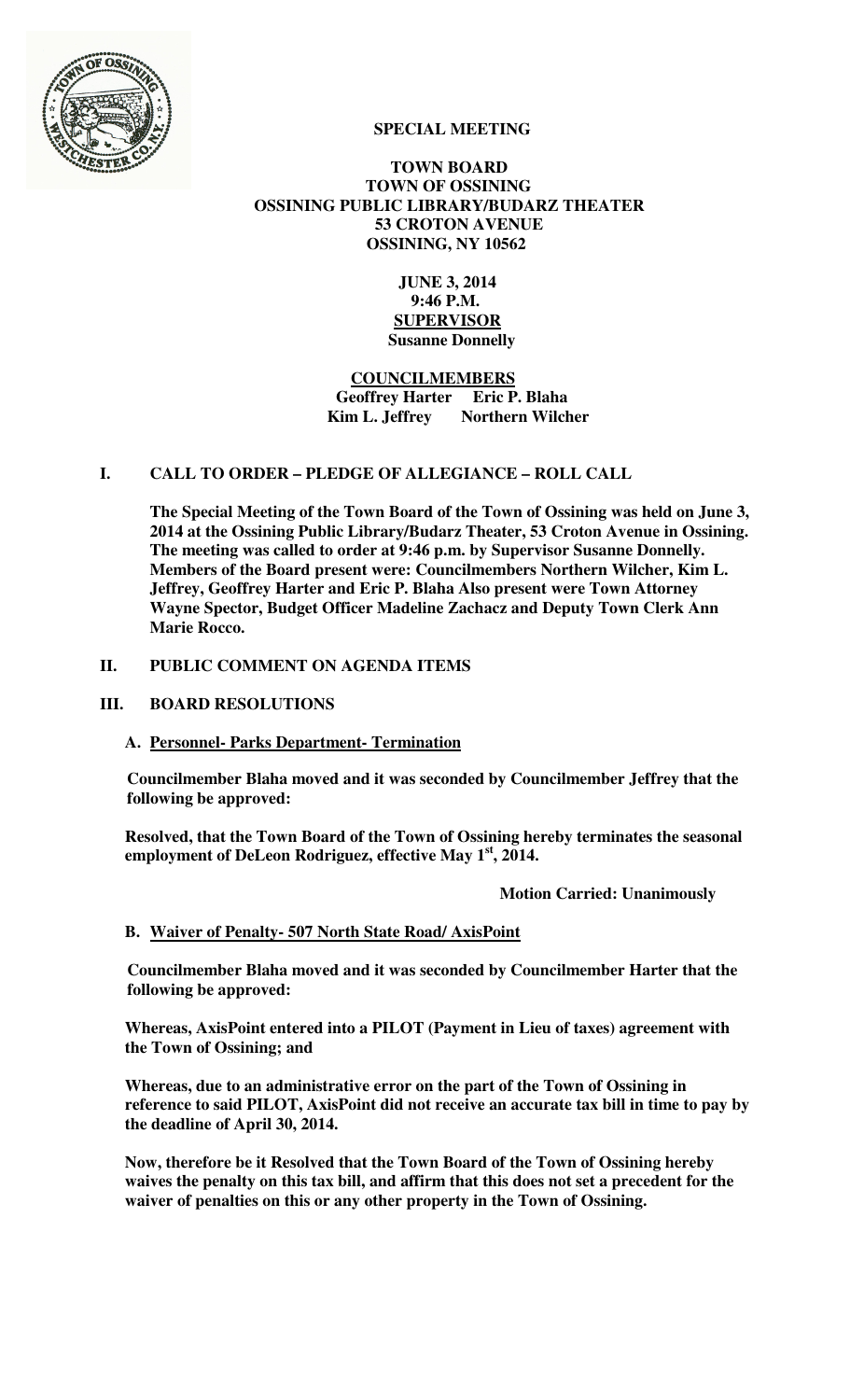**SPECIAL MEETING**

**TOWN BOARD**
**TOWN OF OSSINING**
**OSSINING PUBLIC LIBRARY/BUDARZ THEATER**
**53 CROTON AVENUE**
**OSSINING, NY 10562**

**JUNE 3, 2014**
**9:46 P.M.**
**SUPERVISOR**
**Susanne Donnelly**

**COUNCILMEMBERS**
**Geoffrey Harter Eric P. Blaha**
**Kim L. Jeffrey Northern Wilcher**

## I. CALL TO ORDER – PLEDGE OF ALLEGIANCE – ROLL CALL

**The Special Meeting of the Town Board of the Town of Ossining was held on June 3, 2014 at the Ossining Public Library/Budarz Theater, 53 Croton Avenue in Ossining. The meeting was called to order at 9:46 p.m. by Supervisor Susanne Donnelly. Members of the Board present were: Councilmembers Northern Wilcher, Kim L. Jeffrey, Geoffrey Harter and Eric P. Blaha Also present were Town Attorney Wayne Spector, Budget Officer Madeline Zachacz and Deputy Town Clerk Ann Marie Rocco.**

## II. PUBLIC COMMENT ON AGENDA ITEMS

## III. BOARD RESOLUTIONS

### A. Personnel- Parks Department- Termination

**Councilmember Blaha moved and it was seconded by Councilmember Jeffrey that the following be approved:**

**Resolved, that the Town Board of the Town of Ossining hereby terminates the seasonal employment of DeLeon Rodriguez, effective May 1st, 2014.**

**Motion Carried: Unanimously**

### B. Waiver of Penalty- 507 North State Road/ AxisPoint

**Councilmember Blaha moved and it was seconded by Councilmember Harter that the following be approved:**

**Whereas, AxisPoint entered into a PILOT (Payment in Lieu of taxes) agreement with the Town of Ossining; and**

**Whereas, due to an administrative error on the part of the Town of Ossining in reference to said PILOT, AxisPoint did not receive an accurate tax bill in time to pay by the deadline of April 30, 2014.**

**Now, therefore be it Resolved that the Town Board of the Town of Ossining hereby waives the penalty on this tax bill, and affirm that this does not set a precedent for the waiver of penalties on this or any other property in the Town of Ossining.**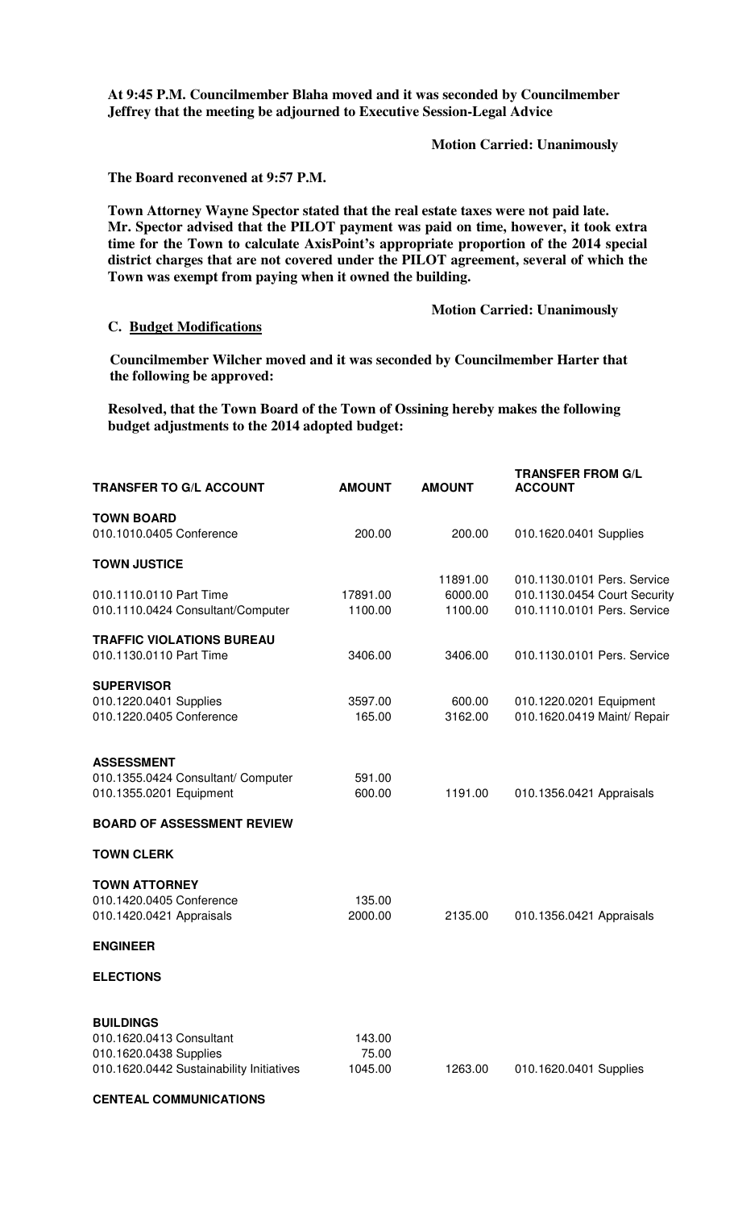**At 9:45 P.M. Councilmember Blaha moved and it was seconded by Councilmember Jeffrey that the meeting be adjourned to Executive Session-Legal Advice**

**Motion Carried: Unanimously**

**The Board reconvened at 9:57 P.M.**

**Town Attorney Wayne Spector stated that the real estate taxes were not paid late. Mr. Spector advised that the PILOT payment was paid on time, however, it took extra time for the Town to calculate AxisPoint's appropriate proportion of the 2014 special district charges that are not covered under the PILOT agreement, several of which the Town was exempt from paying when it owned the building.**

**Motion Carried: Unanimously**

**C. Budget Modifications**

**Councilmember Wilcher moved and it was seconded by Councilmember Harter that the following be approved:**

**Resolved, that the Town Board of the Town of Ossining hereby makes the following budget adjustments to the 2014 adopted budget:**

| TRANSFER TO G/L ACCOUNT | AMOUNT | AMOUNT | TRANSFER FROM G/L ACCOUNT |
|---|---|---|---|
| **TOWN BOARD** | | | |
| 010.1010.0405 Conference | 200.00 | 200.00 | 010.1620.0401 Supplies |
| **TOWN JUSTICE** | | | |
| | | 11891.00 | 010.1130.0101 Pers. Service |
| 010.1110.0110 Part Time | 17891.00 | 6000.00 | 010.1130.0454 Court Security |
| 010.1110.0424 Consultant/Computer | 1100.00 | 1100.00 | 010.1110.0101 Pers. Service |
| **TRAFFIC VIOLATIONS BUREAU** | | | |
| 010.1130.0110 Part Time | 3406.00 | 3406.00 | 010.1130.0101 Pers. Service |
| **SUPERVISOR** | | | |
| 010.1220.0401 Supplies | 3597.00 | 600.00 | 010.1220.0201 Equipment |
| 010.1220.0405 Conference | 165.00 | 3162.00 | 010.1620.0419 Maint/ Repair |
| **ASSESSMENT** | | | |
| 010.1355.0424 Consultant/ Computer | 591.00 | | |
| 010.1355.0201 Equipment | 600.00 | 1191.00 | 010.1356.0421 Appraisals |
| **BOARD OF ASSESSMENT REVIEW** | | | |
| **TOWN CLERK** | | | |
| **TOWN ATTORNEY** | | | |
| 010.1420.0405 Conference | 135.00 | | |
| 010.1420.0421 Appraisals | 2000.00 | 2135.00 | 010.1356.0421 Appraisals |
| **ENGINEER** | | | |
| **ELECTIONS** | | | |
| **BUILDINGS** | | | |
| 010.1620.0413 Consultant | 143.00 | | |
| 010.1620.0438 Supplies | 75.00 | | |
| 010.1620.0442 Sustainability Initiatives | 1045.00 | 1263.00 | 010.1620.0401 Supplies |
| **CENTEAL COMMUNICATIONS** | | | |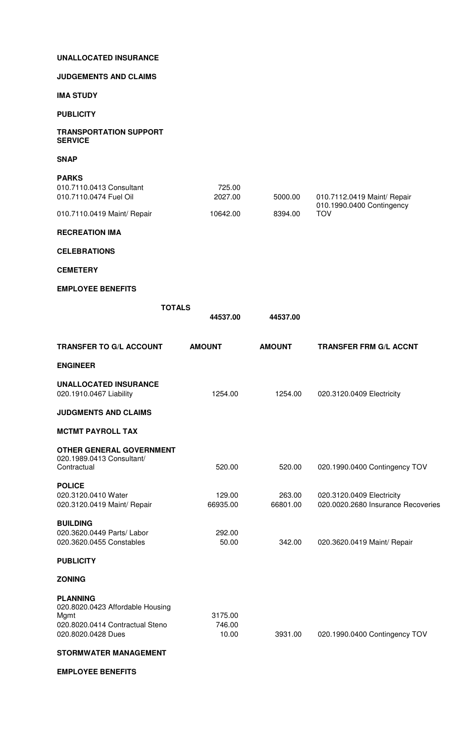| | | | |
|---|---|---|---|
| **UNALLOCATED INSURANCE** | | | |
| **JUDGEMENTS AND CLAIMS** | | | |
| **IMA STUDY** | | | |
| **PUBLICITY** | | | |
| **TRANSPORTATION SUPPORT SERVICE** | | | |
| **SNAP** | | | |
| **PARKS** | | | |
| 010.7110.0413 Consultant | 725.00 | | |
| 010.7110.0474 Fuel Oil | 2027.00 | 5000.00 | 010.7112.0419 Maint/ Repair |
| 010.7110.0419 Maint/ Repair | 10642.00 | 8394.00 | 010.1990.0400 Contingency TOV |
| **RECREATION IMA** | | | |
| **CELEBRATIONS** | | | |
| **CEMETERY** | | | |
| **EMPLOYEE BENEFITS** | | | |
| **TOTALS** | **44537.00** | **44537.00** | |

| **TRANSFER TO G/L ACCOUNT** | **AMOUNT** | **AMOUNT** | **TRANSFER FRM G/L ACCNT** |
|---|---|---|---|
| **ENGINEER** | | | |
| **UNALLOCATED INSURANCE** | | | |
| 020.1910.0467 Liability | 1254.00 | 1254.00 | 020.3120.0409 Electricity |
| **JUDGMENTS AND CLAIMS** | | | |
| **MCTMT PAYROLL TAX** | | | |
| **OTHER GENERAL GOVERNMENT** | | | |
| 020.1989.0413 Consultant/ Contractual | 520.00 | 520.00 | 020.1990.0400 Contingency TOV |
| **POLICE** | | | |
| 020.3120.0410 Water | 129.00 | 263.00 | 020.3120.0409 Electricity |
| 020.3120.0419 Maint/ Repair | 66935.00 | 66801.00 | 020.0020.2680 Insurance Recoveries |
| **BUILDING** | | | |
| 020.3620.0449 Parts/ Labor | 292.00 | | |
| 020.3620.0455 Constables | 50.00 | 342.00 | 020.3620.0419 Maint/ Repair |
| **PUBLICITY** | | | |
| **ZONING** | | | |
| **PLANNING** | | | |
| 020.8020.0423 Affordable Housing Mgmt | 3175.00 | | |
| 020.8020.0414 Contractual Steno | 746.00 | | |
| 020.8020.0428 Dues | 10.00 | 3931.00 | 020.1990.0400 Contingency TOV |
| **STORMWATER MANAGEMENT** | | | |
| **EMPLOYEE BENEFITS** | | | |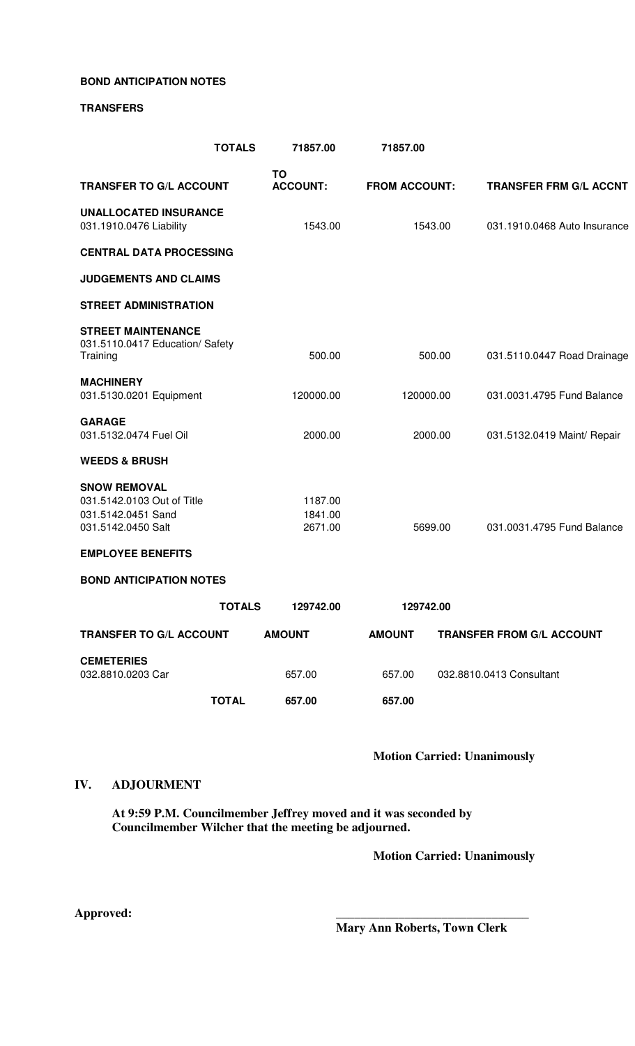**BOND ANTICIPATION NOTES**

**TRANSFERS**

| | | | |
|---|---|---|---|
| **TOTALS** | **71857.00** | **71857.00** | |

| TRANSFER TO G/L ACCOUNT | TO ACCOUNT: | FROM ACCOUNT: | TRANSFER FRM G/L ACCNT |
|---|---|---|---|
| **UNALLOCATED INSURANCE** | | | |
| 031.1910.0476 Liability | 1543.00 | 1543.00 | 031.1910.0468 Auto Insurance |
| **CENTRAL DATA PROCESSING** | | | |
| **JUDGEMENTS AND CLAIMS** | | | |
| **STREET ADMINISTRATION** | | | |
| **STREET MAINTENANCE** | | | |
| 031.5110.0417 Education/ Safety Training | 500.00 | 500.00 | 031.5110.0447 Road Drainage |
| **MACHINERY** | | | |
| 031.5130.0201 Equipment | 120000.00 | 120000.00 | 031.0031.4795 Fund Balance |
| **GARAGE** | | | |
| 031.5132.0474 Fuel Oil | 2000.00 | 2000.00 | 031.5132.0419 Maint/ Repair |
| **WEEDS & BRUSH** | | | |
| **SNOW REMOVAL** | | | |
| 031.5142.0103 Out of Title | 1187.00 | | |
| 031.5142.0451 Sand | 1841.00 | | |
| 031.5142.0450 Salt | 2671.00 | 5699.00 | 031.0031.4795 Fund Balance |
| **EMPLOYEE BENEFITS** | | | |
| **BOND ANTICIPATION NOTES** | | | |
| **TOTALS** | **129742.00** | **129742.00** | |

| TRANSFER TO G/L ACCOUNT | AMOUNT | AMOUNT | TRANSFER FROM G/L ACCOUNT |
|---|---|---|---|
| **CEMETERIES** | | | |
| 032.8810.0203 Car | 657.00 | 657.00 | 032.8810.0413 Consultant |
| **TOTAL** | **657.00** | **657.00** | |

**Motion Carried: Unanimously**

## IV. ADJOURMENT

**At 9:59 P.M. Councilmember Jeffrey moved and it was seconded by Councilmember Wilcher that the meeting be adjourned.**

**Motion Carried: Unanimously**

**Approved:**

\_\_\_\_\_\_\_\_\_\_\_\_\_\_\_\_\_\_\_\_\_\_\_\_\_\_\_\_\_\_

**Mary Ann Roberts, Town Clerk**